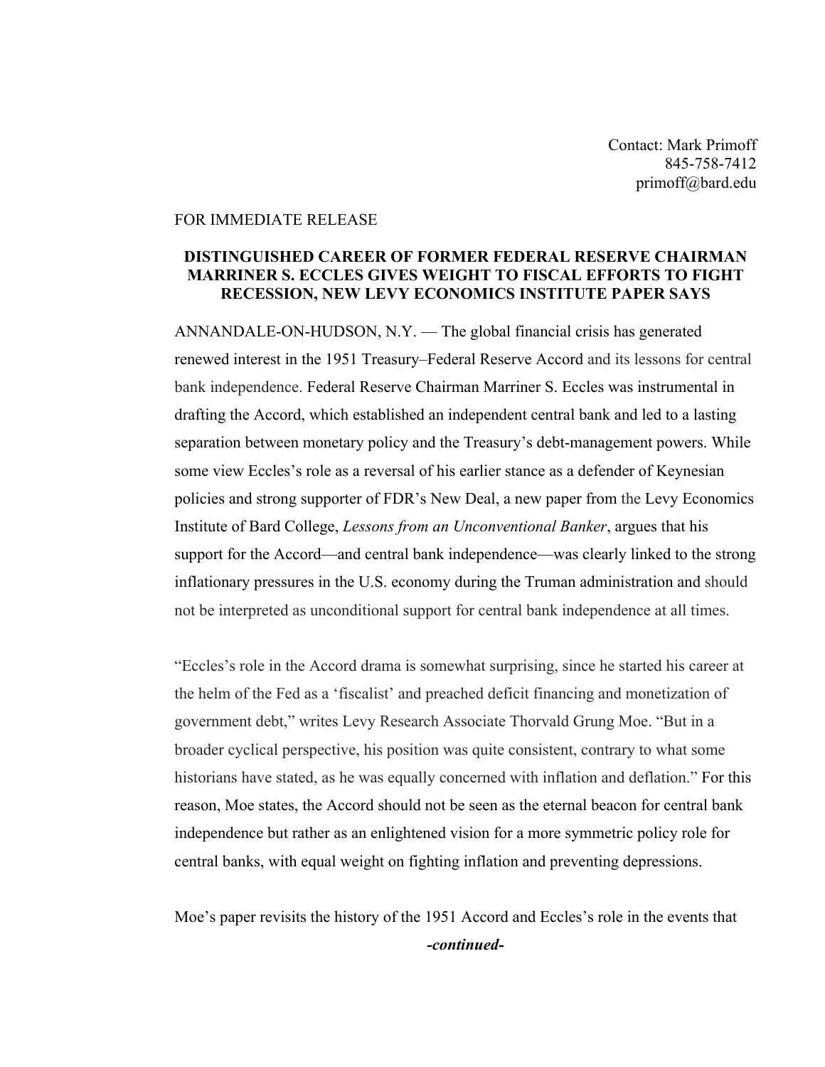Contact: Mark Primoff
845-758-7412
primoff@bard.edu

FOR IMMEDIATE RELEASE

**DISTINGUISHED CAREER OF FORMER FEDERAL RESERVE CHAIRMAN MARRINER S. ECCLES GIVES WEIGHT TO FISCAL EFFORTS TO FIGHT RECESSION, NEW LEVY ECONOMICS INSTITUTE PAPER SAYS**

ANNANDALE-ON-HUDSON, N.Y. — The global financial crisis has generated renewed interest in the 1951 Treasury–Federal Reserve Accord and its lessons for central bank independence. Federal Reserve Chairman Marriner S. Eccles was instrumental in drafting the Accord, which established an independent central bank and led to a lasting separation between monetary policy and the Treasury's debt-management powers. While some view Eccles's role as a reversal of his earlier stance as a defender of Keynesian policies and strong supporter of FDR's New Deal, a new paper from the Levy Economics Institute of Bard College, *Lessons from an Unconventional Banker*, argues that his support for the Accord—and central bank independence—was clearly linked to the strong inflationary pressures in the U.S. economy during the Truman administration and should not be interpreted as unconditional support for central bank independence at all times.

"Eccles's role in the Accord drama is somewhat surprising, since he started his career at the helm of the Fed as a 'fiscalist' and preached deficit financing and monetization of government debt," writes Levy Research Associate Thorvald Grung Moe. "But in a broader cyclical perspective, his position was quite consistent, contrary to what some historians have stated, as he was equally concerned with inflation and deflation." For this reason, Moe states, the Accord should not be seen as the eternal beacon for central bank independence but rather as an enlightened vision for a more symmetric policy role for central banks, with equal weight on fighting inflation and preventing depressions.

Moe's paper revisits the history of the 1951 Accord and Eccles's role in the events that

***-continued-***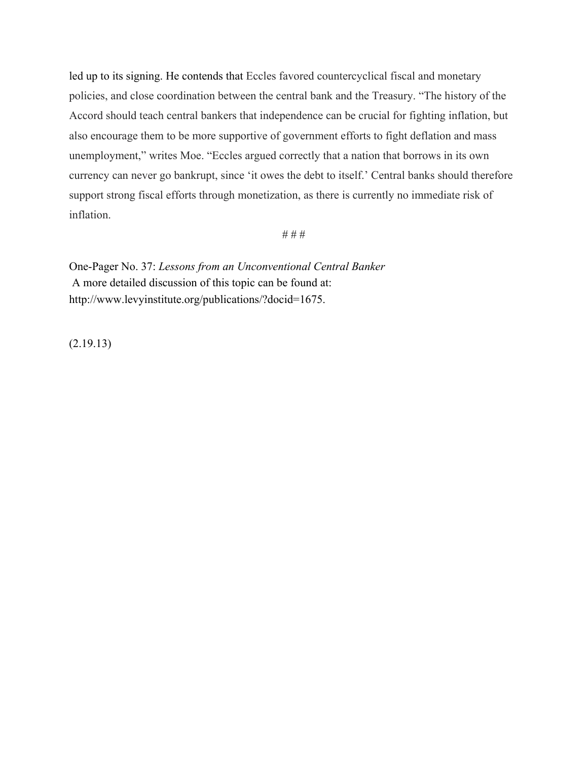led up to its signing. He contends that Eccles favored countercyclical fiscal and monetary policies, and close coordination between the central bank and the Treasury. "The history of the Accord should teach central bankers that independence can be crucial for fighting inflation, but also encourage them to be more supportive of government efforts to fight deflation and mass unemployment," writes Moe. "Eccles argued correctly that a nation that borrows in its own currency can never go bankrupt, since 'it owes the debt to itself.' Central banks should therefore support strong fiscal efforts through monetization, as there is currently no immediate risk of inflation.

# # #

One-Pager No. 37: *Lessons from an Unconventional Central Banker*
A more detailed discussion of this topic can be found at: http://www.levyinstitute.org/publications/?docid=1675.

(2.19.13)